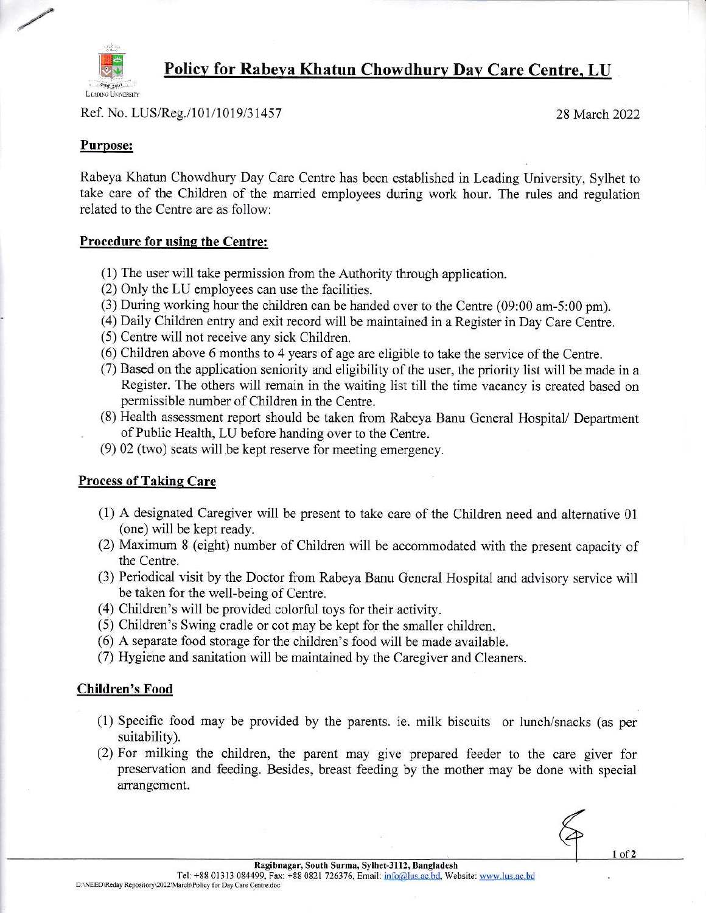# Policy for Rabeya Khatun Chowdhury Day Care Centre, LU

Ref. No. LUS/Reg./101/1019/31457

28 March 2022

## Purpose:

Rabeya Khatun Chowdhury Day Care Centre has been established in Leading University, Sylhet to take care of the Children of the married employees during work hour. The rules and regulation related to the Centre are as follow:

## Procedure for using the Centre:

(1) The user will take permission from the Authority through application.
(2) Only the LU employees can use the facilities.
(3) During working hour the children can be handed over to the Centre (09:00 am-5:00 pm).
(4) Daily Children entry and exit record will be maintained in a Register in Day Care Centre.
(5) Centre will not receive any sick Children.
(6) Children above 6 months to 4 years of age are eligible to take the service of the Centre.
(7) Based on the application seniority and eligibility of the user, the priority list will be made in a Register. The others will remain in the waiting list till the time vacancy is created based on permissible number of Children in the Centre.
(8) Health assessment report should be taken from Rabeya Banu General Hospital/ Department of Public Health, LU before handing over to the Centre.
(9) 02 (two) seats will be kept reserve for meeting emergency.

## Process of Taking Care

(1) A designated Caregiver will be present to take care of the Children need and alternative 01 (one) will be kept ready.
(2) Maximum 8 (eight) number of Children will be accommodated with the present capacity of the Centre.
(3) Periodical visit by the Doctor from Rabeya Banu General Hospital and advisory service will be taken for the well-being of Centre.
(4) Children's will be provided colorful toys for their activity.
(5) Children's Swing cradle or cot may be kept for the smaller children.
(6) A separate food storage for the children's food will be made available.
(7) Hygiene and sanitation will be maintained by the Caregiver and Cleaners.

## Children's Food

(1) Specific food may be provided by the parents. ie. milk biscuits or lunch/snacks (as per suitability).
(2) For milking the children, the parent may give prepared feeder to the care giver for preservation and feeding. Besides, breast feeding by the mother may be done with special arrangement.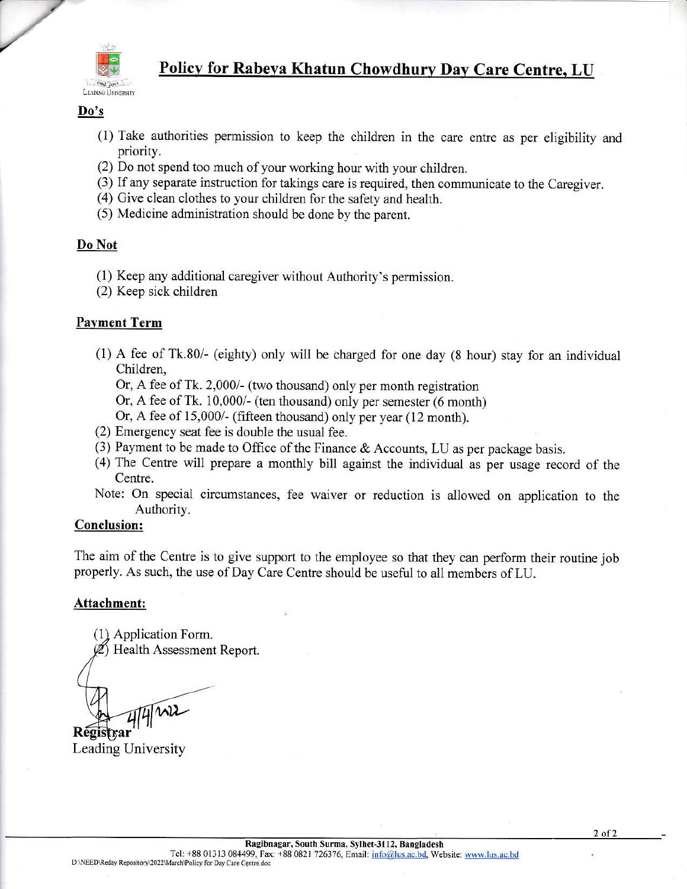# Policy for Rabeya Khatun Chowdhury Day Care Centre, LU

## Do's

(1) Take authorities permission to keep the children in the care entre as per eligibility and priority.
(2) Do not spend too much of your working hour with your children.
(3) If any separate instruction for takings care is required, then communicate to the Caregiver.
(4) Give clean clothes to your children for the safety and health.
(5) Medicine administration should be done by the parent.

## Do Not

(1) Keep any additional caregiver without Authority's permission.
(2) Keep sick children

## Payment Term

(1) A fee of Tk.80/- (eighty) only will be charged for one day (8 hour) stay for an individual Children,
Or, A fee of Tk. 2,000/- (two thousand) only per month registration
Or, A fee of Tk. 10,000/- (ten thousand) only per semester (6 month)
Or, A fee of 15,000/- (fifteen thousand) only per year (12 month).
(2) Emergency seat fee is double the usual fee.
(3) Payment to be made to Office of the Finance & Accounts, LU as per package basis.
(4) The Centre will prepare a monthly bill against the individual as per usage record of the Centre.

Note: On special circumstances, fee waiver or reduction is allowed on application to the Authority.

## Conclusion:

The aim of the Centre is to give support to the employee so that they can perform their routine job properly. As such, the use of Day Care Centre should be useful to all members of LU.

## Attachment:

(1) Application Form.
(2) Health Assessment Report.

4/4/2022

**Registrar**
Leading University

Ragibnagar, South Surma, Sylhet-3112, Bangladesh
Tel: +88 01313 084499, Fax: +88 0821 726376, Email: info@lus.ac.bd, Website: www.lus.ac.bd